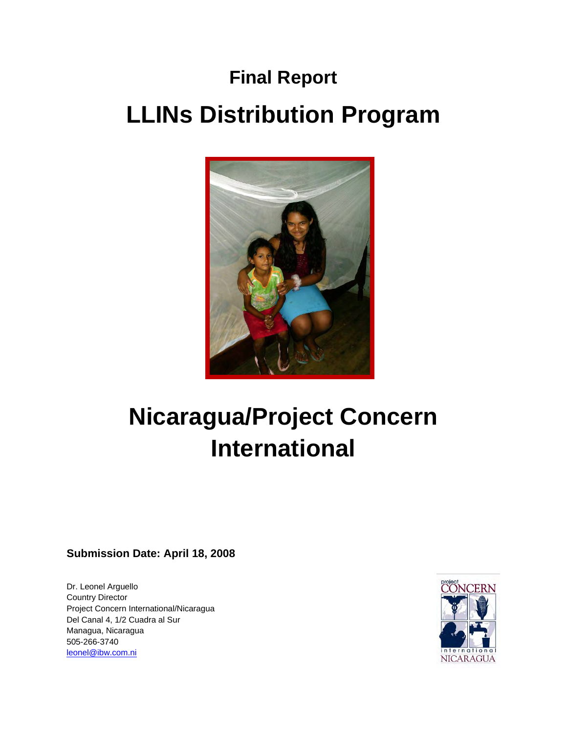# Final Report

# LLINs Distribution Program

# Nicaragua/Project Concern International

**Submission Date: April 18, 2008**

Dr. Leonel Arguello
Country Director
Project Concern International/Nicaragua
Del Canal 4, 1/2 Cuadra al Sur
Managua, Nicaragua
505-266-3740
leonel@ibw.com.ni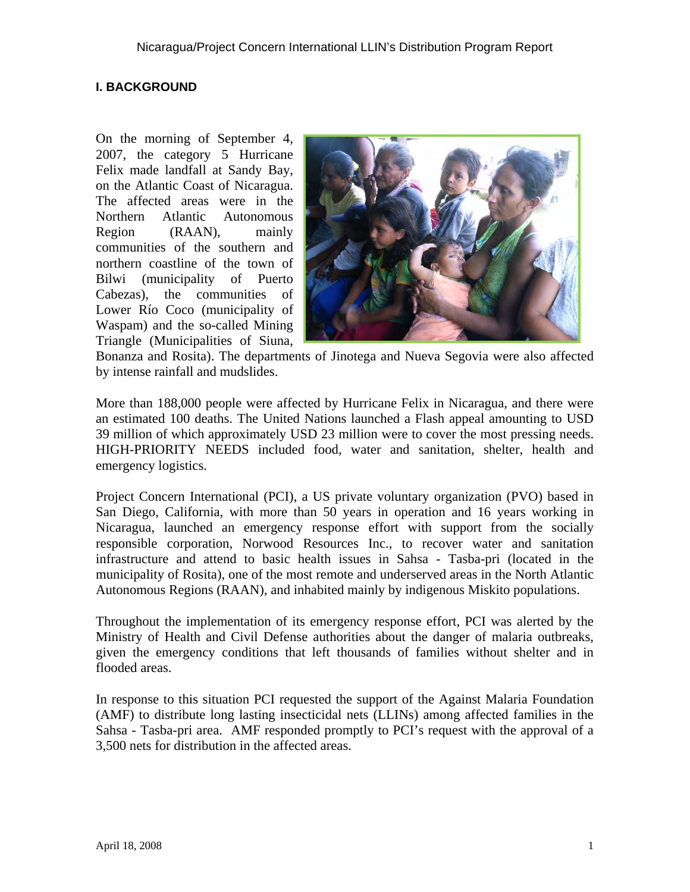## I. BACKGROUND

On the morning of September 4, 2007, the category 5 Hurricane Felix made landfall at Sandy Bay, on the Atlantic Coast of Nicaragua. The affected areas were in the Northern Atlantic Autonomous Region (RAAN), mainly communities of the southern and northern coastline of the town of Bilwi (municipality of Puerto Cabezas), the communities of Lower Río Coco (municipality of Waspam) and the so-called Mining Triangle (Municipalities of Siuna, Bonanza and Rosita). The departments of Jinotega and Nueva Segovia were also affected by intense rainfall and mudslides.

More than 188,000 people were affected by Hurricane Felix in Nicaragua, and there were an estimated 100 deaths. The United Nations launched a Flash appeal amounting to USD 39 million of which approximately USD 23 million were to cover the most pressing needs. HIGH-PRIORITY NEEDS included food, water and sanitation, shelter, health and emergency logistics.

Project Concern International (PCI), a US private voluntary organization (PVO) based in San Diego, California, with more than 50 years in operation and 16 years working in Nicaragua, launched an emergency response effort with support from the socially responsible corporation, Norwood Resources Inc., to recover water and sanitation infrastructure and attend to basic health issues in Sahsa - Tasba-pri (located in the municipality of Rosita), one of the most remote and underserved areas in the North Atlantic Autonomous Regions (RAAN), and inhabited mainly by indigenous Miskito populations.

Throughout the implementation of its emergency response effort, PCI was alerted by the Ministry of Health and Civil Defense authorities about the danger of malaria outbreaks, given the emergency conditions that left thousands of families without shelter and in flooded areas.

In response to this situation PCI requested the support of the Against Malaria Foundation (AMF) to distribute long lasting insecticidal nets (LLINs) among affected families in the Sahsa - Tasba-pri area. AMF responded promptly to PCI's request with the approval of a 3,500 nets for distribution in the affected areas.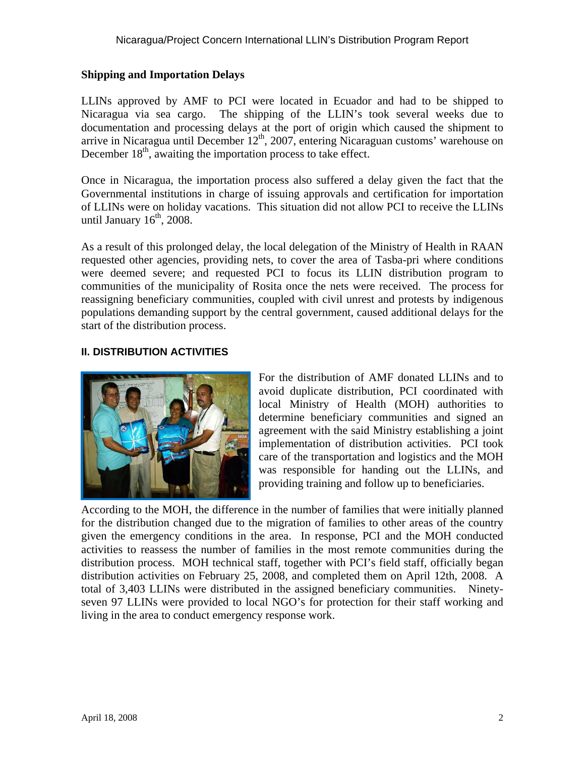**Shipping and Importation Delays**

LLINs approved by AMF to PCI were located in Ecuador and had to be shipped to Nicaragua via sea cargo. The shipping of the LLIN's took several weeks due to documentation and processing delays at the port of origin which caused the shipment to arrive in Nicaragua until December 12th, 2007, entering Nicaraguan customs' warehouse on December 18th, awaiting the importation process to take effect.

Once in Nicaragua, the importation process also suffered a delay given the fact that the Governmental institutions in charge of issuing approvals and certification for importation of LLINs were on holiday vacations. This situation did not allow PCI to receive the LLINs until January 16th, 2008.

As a result of this prolonged delay, the local delegation of the Ministry of Health in RAAN requested other agencies, providing nets, to cover the area of Tasba-pri where conditions were deemed severe; and requested PCI to focus its LLIN distribution program to communities of the municipality of Rosita once the nets were received. The process for reassigning beneficiary communities, coupled with civil unrest and protests by indigenous populations demanding support by the central government, caused additional delays for the start of the distribution process.

## II. DISTRIBUTION ACTIVITIES

For the distribution of AMF donated LLINs and to avoid duplicate distribution, PCI coordinated with local Ministry of Health (MOH) authorities to determine beneficiary communities and signed an agreement with the said Ministry establishing a joint implementation of distribution activities. PCI took care of the transportation and logistics and the MOH was responsible for handing out the LLINs, and providing training and follow up to beneficiaries.

According to the MOH, the difference in the number of families that were initially planned for the distribution changed due to the migration of families to other areas of the country given the emergency conditions in the area. In response, PCI and the MOH conducted activities to reassess the number of families in the most remote communities during the distribution process. MOH technical staff, together with PCI's field staff, officially began distribution activities on February 25, 2008, and completed them on April 12th, 2008. A total of 3,403 LLINs were distributed in the assigned beneficiary communities. Ninety-seven 97 LLINs were provided to local NGO's for protection for their staff working and living in the area to conduct emergency response work.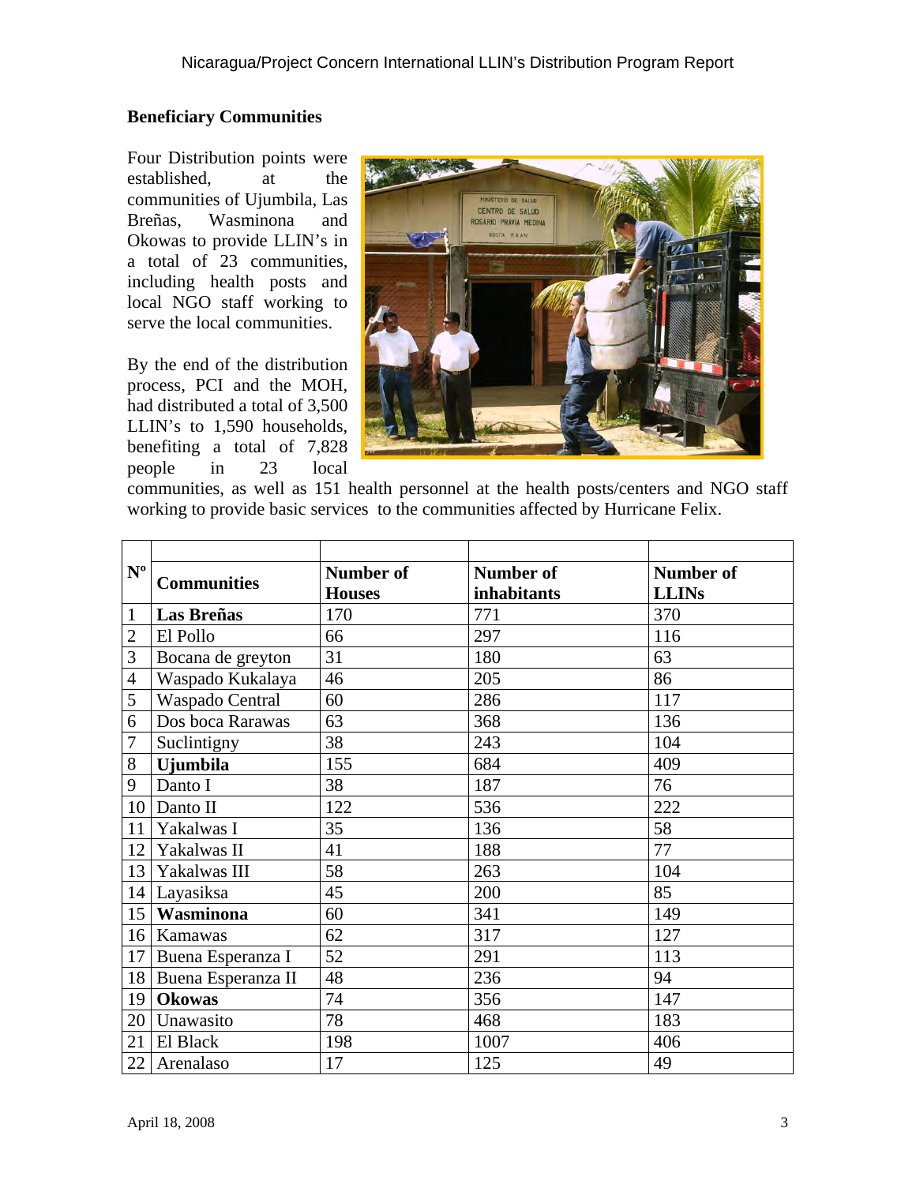## Beneficiary Communities

Four Distribution points were established, at the communities of Ujumbila, Las Breñas, Wasminona and Okowas to provide LLIN's in a total of 23 communities, including health posts and local NGO staff working to serve the local communities.

By the end of the distribution process, PCI and the MOH, had distributed a total of 3,500 LLIN's to 1,590 households, benefiting a total of 7,828 people in 23 local communities, as well as 151 health personnel at the health posts/centers and NGO staff working to provide basic services to the communities affected by Hurricane Felix.

| Nº | Communities | Number of Houses | Number of inhabitants | Number of LLINs |
|---|---|---|---|---|
| 1 | **Las Breñas** | 170 | 771 | 370 |
| 2 | El Pollo | 66 | 297 | 116 |
| 3 | Bocana de greyton | 31 | 180 | 63 |
| 4 | Waspado Kukalaya | 46 | 205 | 86 |
| 5 | Waspado Central | 60 | 286 | 117 |
| 6 | Dos boca Rarawas | 63 | 368 | 136 |
| 7 | Suclintigny | 38 | 243 | 104 |
| 8 | **Ujumbila** | 155 | 684 | 409 |
| 9 | Danto I | 38 | 187 | 76 |
| 10 | Danto II | 122 | 536 | 222 |
| 11 | Yakalwas I | 35 | 136 | 58 |
| 12 | Yakalwas II | 41 | 188 | 77 |
| 13 | Yakalwas III | 58 | 263 | 104 |
| 14 | Layasiksa | 45 | 200 | 85 |
| 15 | **Wasminona** | 60 | 341 | 149 |
| 16 | Kamawas | 62 | 317 | 127 |
| 17 | Buena Esperanza I | 52 | 291 | 113 |
| 18 | Buena Esperanza II | 48 | 236 | 94 |
| 19 | **Okowas** | 74 | 356 | 147 |
| 20 | Unawasito | 78 | 468 | 183 |
| 21 | El Black | 198 | 1007 | 406 |
| 22 | Arenalaso | 17 | 125 | 49 |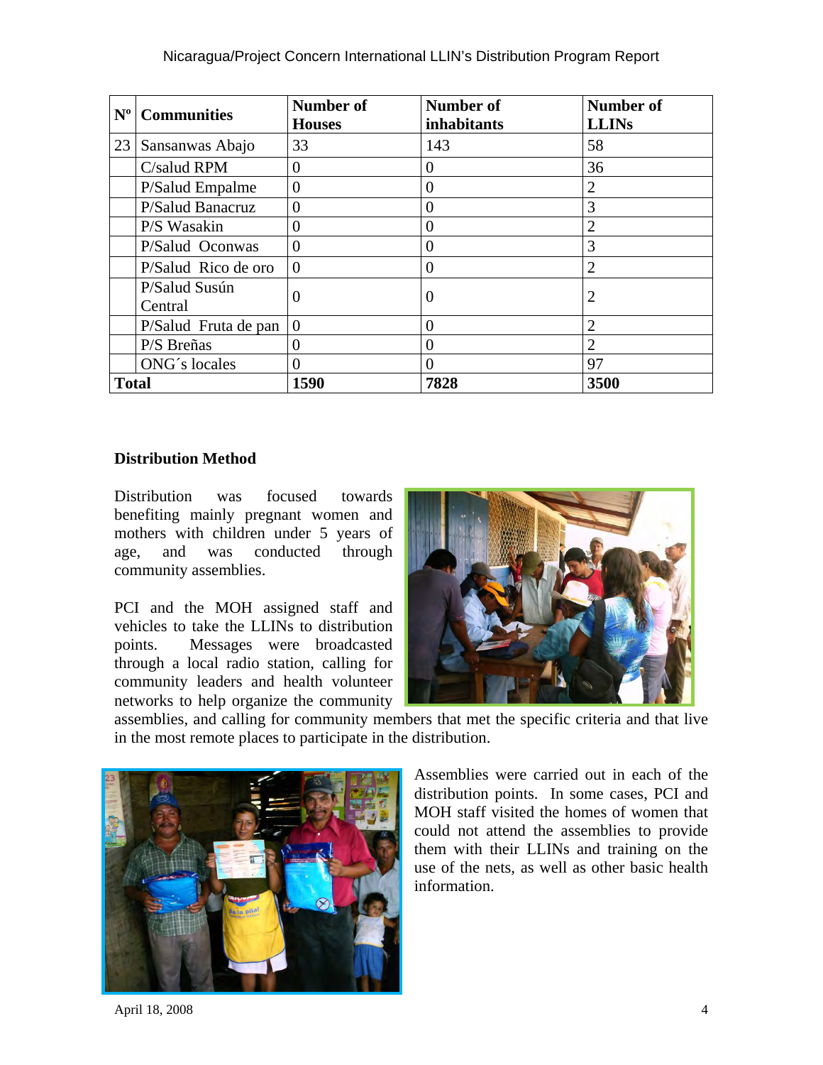| Nº | Communities | Number of Houses | Number of inhabitants | Number of LLINs |
|---|---|---|---|---|
| 23 | Sansanwas Abajo | 33 | 143 | 58 |
| | C/salud RPM | 0 | 0 | 36 |
| | P/Salud Empalme | 0 | 0 | 2 |
| | P/Salud Banacruz | 0 | 0 | 3 |
| | P/S Wasakin | 0 | 0 | 2 |
| | P/Salud Oconwas | 0 | 0 | 3 |
| | P/Salud Rico de oro | 0 | 0 | 2 |
| | P/Salud Susún Central | 0 | 0 | 2 |
| | P/Salud Fruta de pan | 0 | 0 | 2 |
| | P/S Breñas | 0 | 0 | 2 |
| | ONG´s locales | 0 | 0 | 97 |
| **Total** | | **1590** | **7828** | **3500** |

## Distribution Method

Distribution was focused towards benefiting mainly pregnant women and mothers with children under 5 years of age, and was conducted through community assemblies.

PCI and the MOH assigned staff and vehicles to take the LLINs to distribution points. Messages were broadcasted through a local radio station, calling for community leaders and health volunteer networks to help organize the community assemblies, and calling for community members that met the specific criteria and that live in the most remote places to participate in the distribution.

Assemblies were carried out in each of the distribution points. In some cases, PCI and MOH staff visited the homes of women that could not attend the assemblies to provide them with their LLINs and training on the use of the nets, as well as other basic health information.

April 18, 2008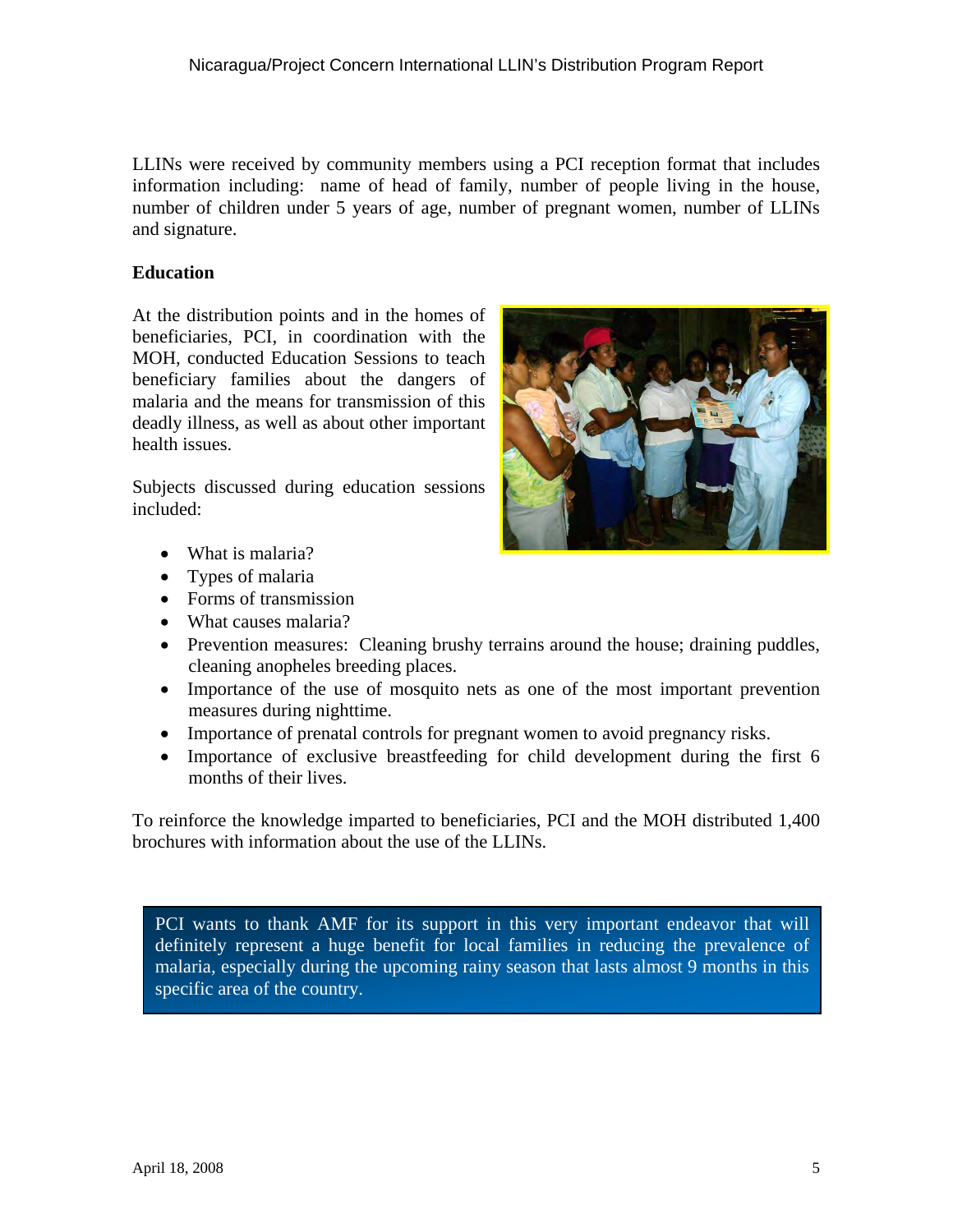LLINs were received by community members using a PCI reception format that includes information including: name of head of family, number of people living in the house, number of children under 5 years of age, number of pregnant women, number of LLINs and signature.

## Education

At the distribution points and in the homes of beneficiaries, PCI, in coordination with the MOH, conducted Education Sessions to teach beneficiary families about the dangers of malaria and the means for transmission of this deadly illness, as well as about other important health issues.

Subjects discussed during education sessions included:

- What is malaria?
- Types of malaria
- Forms of transmission
- What causes malaria?
- Prevention measures: Cleaning brushy terrains around the house; draining puddles, cleaning anopheles breeding places.
- Importance of the use of mosquito nets as one of the most important prevention measures during nighttime.
- Importance of prenatal controls for pregnant women to avoid pregnancy risks.
- Importance of exclusive breastfeeding for child development during the first 6 months of their lives.

To reinforce the knowledge imparted to beneficiaries, PCI and the MOH distributed 1,400 brochures with information about the use of the LLINs.

PCI wants to thank AMF for its support in this very important endeavor that will definitely represent a huge benefit for local families in reducing the prevalence of malaria, especially during the upcoming rainy season that lasts almost 9 months in this specific area of the country.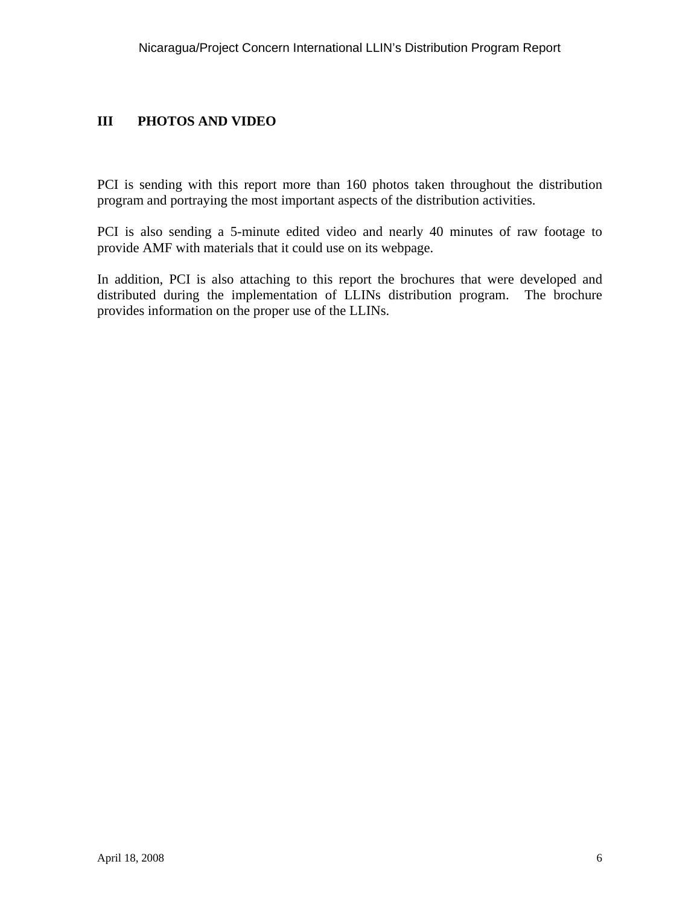## III PHOTOS AND VIDEO

PCI is sending with this report more than 160 photos taken throughout the distribution program and portraying the most important aspects of the distribution activities.

PCI is also sending a 5-minute edited video and nearly 40 minutes of raw footage to provide AMF with materials that it could use on its webpage.

In addition, PCI is also attaching to this report the brochures that were developed and distributed during the implementation of LLINs distribution program. The brochure provides information on the proper use of the LLINs.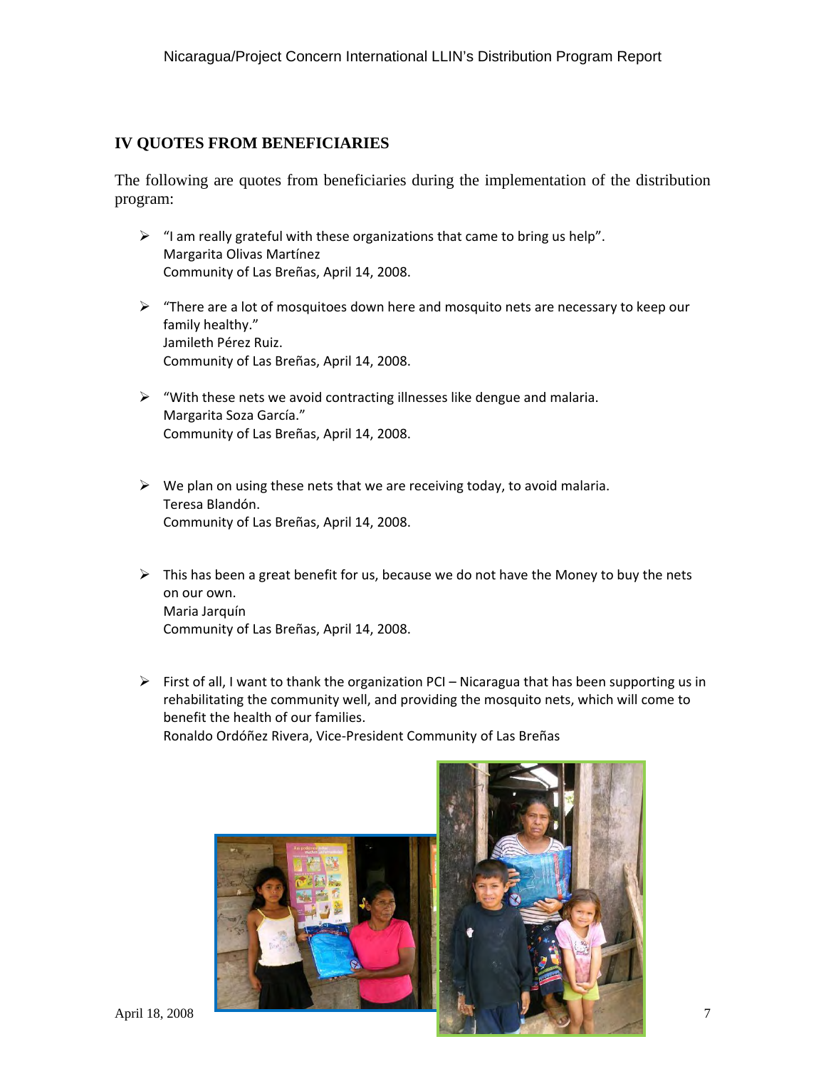## IV QUOTES FROM BENEFICIARIES

The following are quotes from beneficiaries during the implementation of the distribution program:

- "I am really grateful with these organizations that came to bring us help".
  Margarita Olivas Martínez
  Community of Las Breñas, April 14, 2008.

- "There are a lot of mosquitoes down here and mosquito nets are necessary to keep our family healthy."
  Jamileth Pérez Ruiz.
  Community of Las Breñas, April 14, 2008.

- "With these nets we avoid contracting illnesses like dengue and malaria.
  Margarita Soza García."
  Community of Las Breñas, April 14, 2008.

- We plan on using these nets that we are receiving today, to avoid malaria.
  Teresa Blandón.
  Community of Las Breñas, April 14, 2008.

- This has been a great benefit for us, because we do not have the Money to buy the nets on our own.
  Maria Jarquín
  Community of Las Breñas, April 14, 2008.

- First of all, I want to thank the organization PCI – Nicaragua that has been supporting us in rehabilitating the community well, and providing the mosquito nets, which will come to benefit the health of our families.
  Ronaldo Ordóñez Rivera, Vice-President Community of Las Breñas